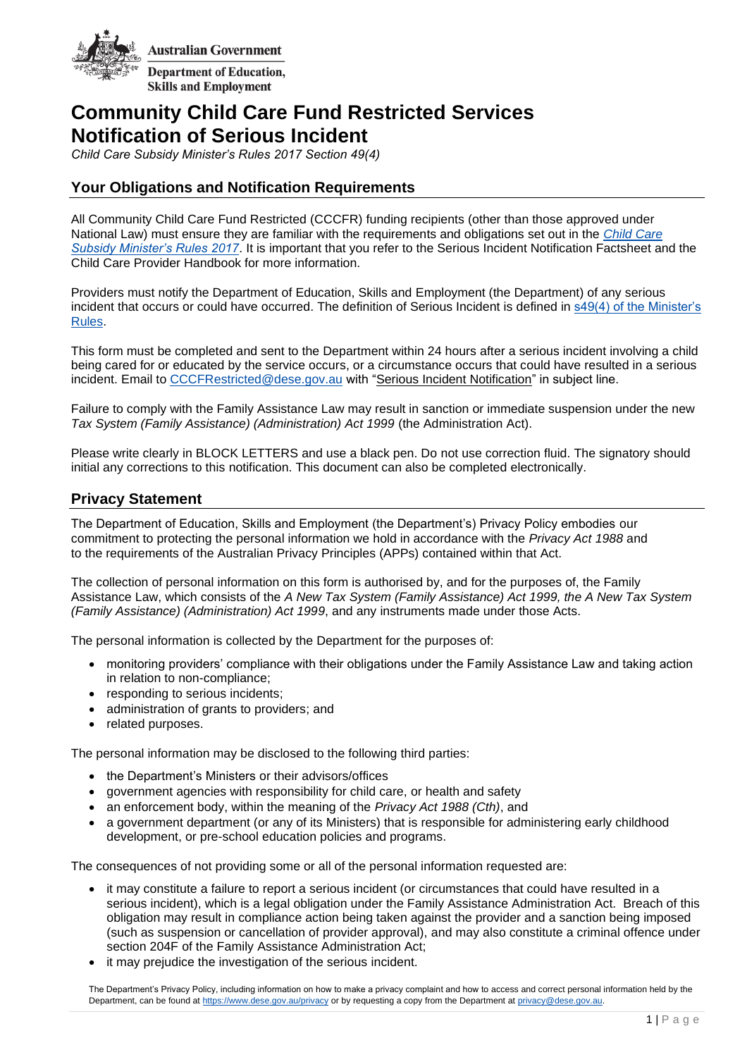Australian Government

Department of Education, Skills and Employment

# Community Child Care Fund Restricted Services Notification of Serious Incident

*Child Care Subsidy Minister's Rules 2017 Section 49(4)*

## Your Obligations and Notification Requirements

All Community Child Care Fund Restricted (CCCFR) funding recipients (other than those approved under National Law) must ensure they are familiar with the requirements and obligations set out in the *Child Care Subsidy Minister's Rules 2017*. It is important that you refer to the Serious Incident Notification Factsheet and the Child Care Provider Handbook for more information.

Providers must notify the Department of Education, Skills and Employment (the Department) of any serious incident that occurs or could have occurred. The definition of Serious Incident is defined in s49(4) of the Minister's Rules.

This form must be completed and sent to the Department within 24 hours after a serious incident involving a child being cared for or educated by the service occurs, or a circumstance occurs that could have resulted in a serious incident. Email to CCCFRestricted@dese.gov.au with "Serious Incident Notification" in subject line.

Failure to comply with the Family Assistance Law may result in sanction or immediate suspension under the new *Tax System (Family Assistance) (Administration) Act 1999* (the Administration Act).

Please write clearly in BLOCK LETTERS and use a black pen. Do not use correction fluid. The signatory should initial any corrections to this notification. This document can also be completed electronically.

## Privacy Statement

The Department of Education, Skills and Employment (the Department's) Privacy Policy embodies our commitment to protecting the personal information we hold in accordance with the *Privacy Act 1988* and to the requirements of the Australian Privacy Principles (APPs) contained within that Act.

The collection of personal information on this form is authorised by, and for the purposes of, the Family Assistance Law, which consists of the *A New Tax System (Family Assistance) Act 1999, the A New Tax System (Family Assistance) (Administration) Act 1999*, and any instruments made under those Acts.

The personal information is collected by the Department for the purposes of:

- monitoring providers' compliance with their obligations under the Family Assistance Law and taking action in relation to non-compliance;
- responding to serious incidents;
- administration of grants to providers; and
- related purposes.

The personal information may be disclosed to the following third parties:

- the Department's Ministers or their advisors/offices
- government agencies with responsibility for child care, or health and safety
- an enforcement body, within the meaning of the *Privacy Act 1988 (Cth)*, and
- a government department (or any of its Ministers) that is responsible for administering early childhood development, or pre-school education policies and programs.

The consequences of not providing some or all of the personal information requested are:

- it may constitute a failure to report a serious incident (or circumstances that could have resulted in a serious incident), which is a legal obligation under the Family Assistance Administration Act. Breach of this obligation may result in compliance action being taken against the provider and a sanction being imposed (such as suspension or cancellation of provider approval), and may also constitute a criminal offence under section 204F of the Family Assistance Administration Act;
- it may prejudice the investigation of the serious incident.

The Department's Privacy Policy, including information on how to make a privacy complaint and how to access and correct personal information held by the Department, can be found at https://www.dese.gov.au/privacy or by requesting a copy from the Department at privacy@dese.gov.au.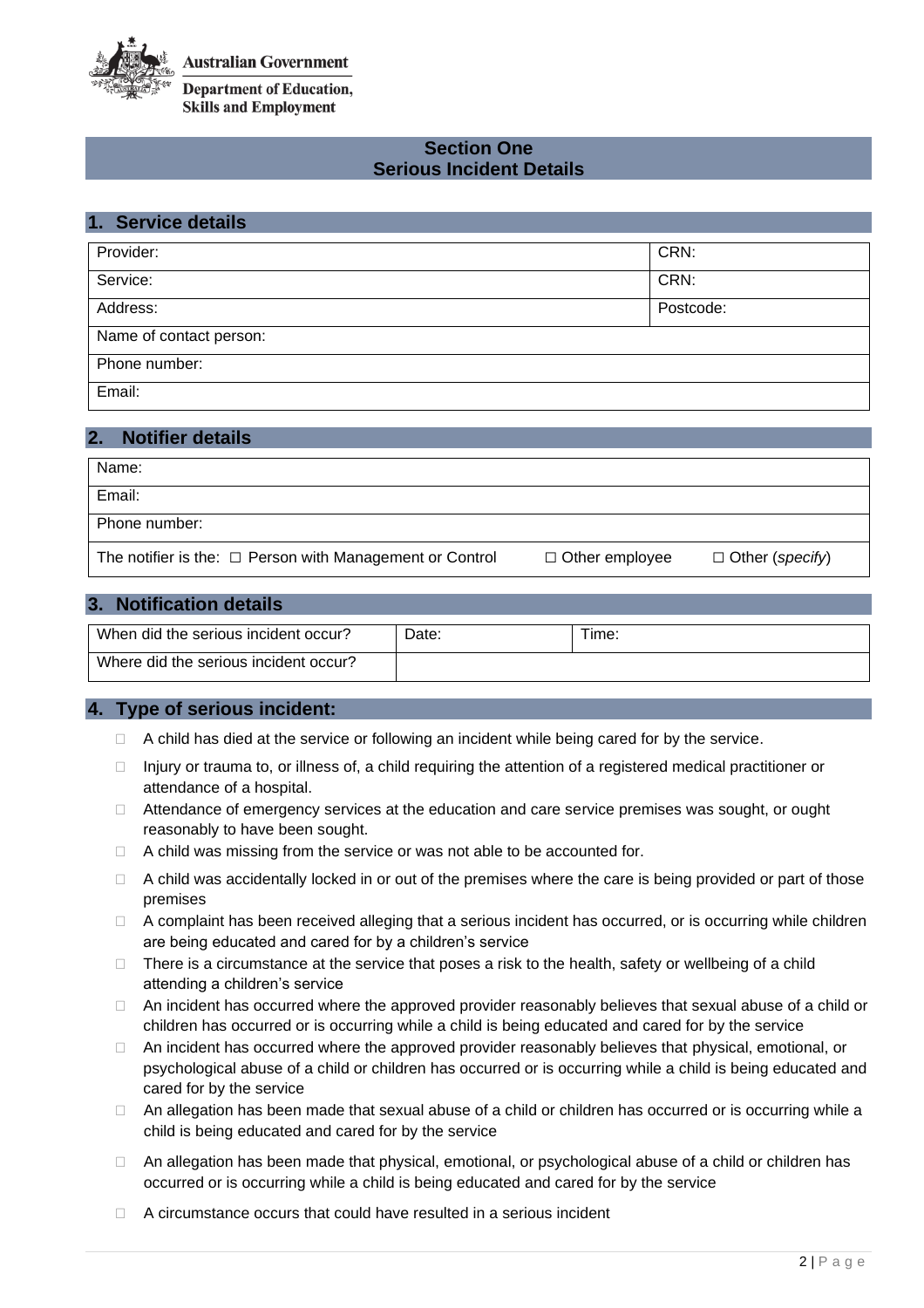Australian Government
Department of Education, Skills and Employment

## Section One
## Serious Incident Details

### 1. Service details

| Provider: | CRN: |
|---|---|
| Service: | CRN: |
| Address: | Postcode: |
| Name of contact person: | |
| Phone number: | |
| Email: | |

### 2. Notifier details

| Name: | | |
|---|---|---|
| Email: | | |
| Phone number: | | |
| The notifier is the: ☐ Person with Management or Control | ☐ Other employee | ☐ Other (*specify*) |

### 3. Notification details

| When did the serious incident occur? | Date: | Time: |
|---|---|---|
| Where did the serious incident occur? | | |

### 4. Type of serious incident:

- ☐ A child has died at the service or following an incident while being cared for by the service.
- ☐ Injury or trauma to, or illness of, a child requiring the attention of a registered medical practitioner or attendance of a hospital.
- ☐ Attendance of emergency services at the education and care service premises was sought, or ought reasonably to have been sought.
- ☐ A child was missing from the service or was not able to be accounted for.
- ☐ A child was accidentally locked in or out of the premises where the care is being provided or part of those premises
- ☐ A complaint has been received alleging that a serious incident has occurred, or is occurring while children are being educated and cared for by a children's service
- ☐ There is a circumstance at the service that poses a risk to the health, safety or wellbeing of a child attending a children's service
- ☐ An incident has occurred where the approved provider reasonably believes that sexual abuse of a child or children has occurred or is occurring while a child is being educated and cared for by the service
- ☐ An incident has occurred where the approved provider reasonably believes that physical, emotional, or psychological abuse of a child or children has occurred or is occurring while a child is being educated and cared for by the service
- ☐ An allegation has been made that sexual abuse of a child or children has occurred or is occurring while a child is being educated and cared for by the service
- ☐ An allegation has been made that physical, emotional, or psychological abuse of a child or children has occurred or is occurring while a child is being educated and cared for by the service
- ☐ A circumstance occurs that could have resulted in a serious incident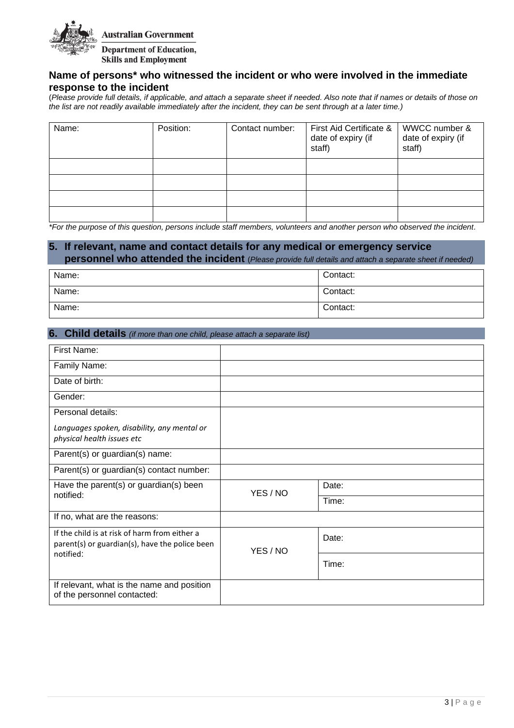### Name of persons* who witnessed the incident or who were involved in the immediate response to the incident

(*Please provide full details, if applicable, and attach a separate sheet if needed. Also note that if names or details of those on the list are not readily available immediately after the incident, they can be sent through at a later time.)*

| Name: | Position: | Contact number: | First Aid Certificate & date of expiry (if staff) | WWCC number & date of expiry (if staff) |
|---|---|---|---|---|
| | | | | |
| | | | | |
| | | | | |
| | | | | |

*\*For the purpose of this question, persons include staff members, volunteers and another person who observed the incident.*

## 5. If relevant, name and contact details for any medical or emergency service personnel who attended the incident (*Please provide full details and attach a separate sheet if needed)*

| Name: | Contact: |
|---|---|
| Name: | Contact: |
| Name: | Contact: |

## 6. Child details *(if more than one child, please attach a separate list)*

| First Name: | | |
|---|---|---|
| Family Name: | | |
| Date of birth: | | |
| Gender: | | |
| Personal details: *Languages spoken, disability, any mental or physical health issues etc* | | |
| Parent(s) or guardian(s) name: | | |
| Parent(s) or guardian(s) contact number: | | |
| Have the parent(s) or guardian(s) been notified: | YES / NO | Date: |
| | | Time: |
| If no, what are the reasons: | | |
| If the child is at risk of harm from either a parent(s) or guardian(s), have the police been notified: | YES / NO | Date: |
| | | Time: |
| If relevant, what is the name and position of the personnel contacted: | | |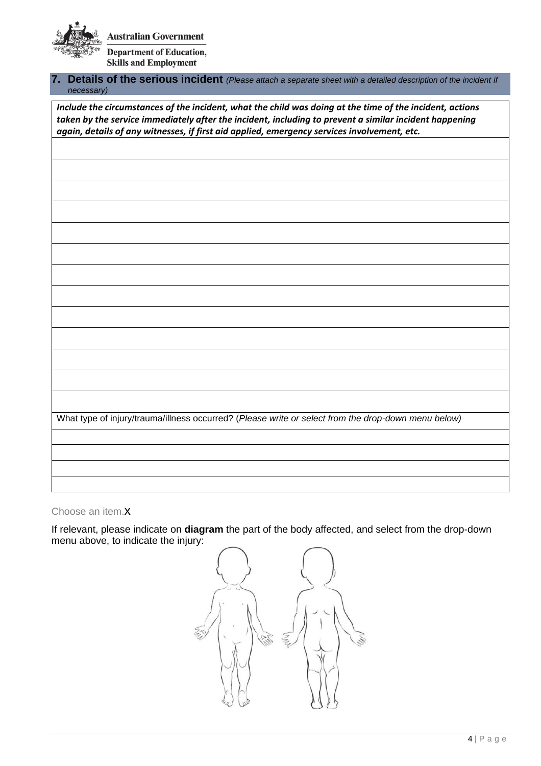## 7. Details of the serious incident *(Please attach a separate sheet with a detailed description of the incident if necessary)*

| ***Include the circumstances of the incident, what the child was doing at the time of the incident, actions taken by the service immediately after the incident, including to prevent a similar incident happening again, details of any witnesses, if first aid applied, emergency services involvement, etc.*** |
|---|
| |
| |
| |
| |
| |
| |
| |
| |
| |
| |
| |
| |
| |
| What type of injury/trauma/illness occurred? (*Please write or select from the drop-down menu below)* |
| |
| |
| |
| |

Choose an item.X

If relevant, please indicate on **diagram** the part of the body affected, and select from the drop-down menu above, to indicate the injury: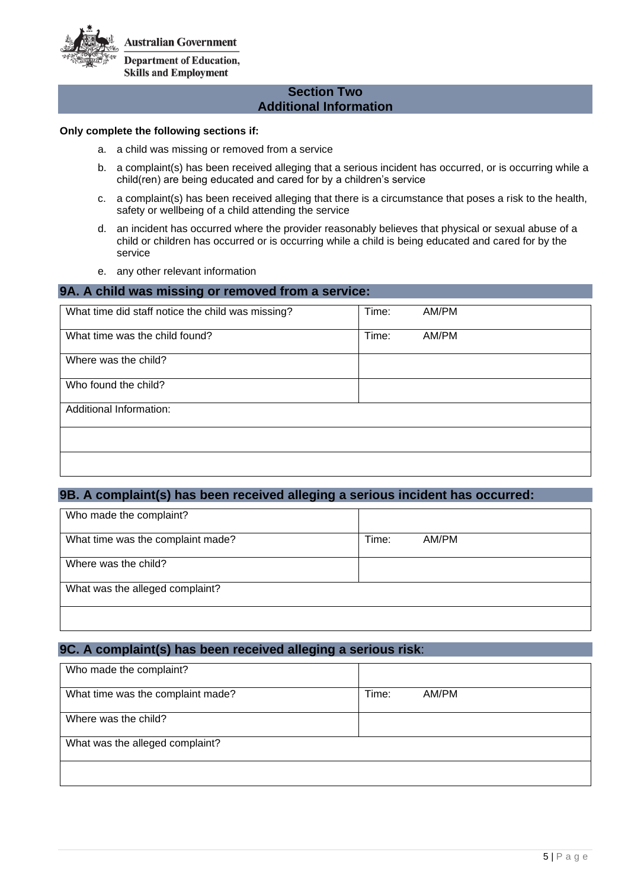Australian Government
Department of Education, Skills and Employment

## Section Two
## Additional Information

**Only complete the following sections if:**

a. a child was missing or removed from a service
b. a complaint(s) has been received alleging that a serious incident has occurred, or is occurring while a child(ren) are being educated and cared for by a children's service
c. a complaint(s) has been received alleging that there is a circumstance that poses a risk to the health, safety or wellbeing of a child attending the service
d. an incident has occurred where the provider reasonably believes that physical or sexual abuse of a child or children has occurred or is occurring while a child is being educated and cared for by the service
e. any other relevant information

### 9A. A child was missing or removed from a service:

| | |
|---|---|
| What time did staff notice the child was missing? | Time: AM/PM |
| What time was the child found? | Time: AM/PM |
| Where was the child? | |
| Who found the child? | |
| Additional Information: | |
| | |
| | |

### 9B. A complaint(s) has been received alleging a serious incident has occurred:

| | |
|---|---|
| Who made the complaint? | |
| What time was the complaint made? | Time: AM/PM |
| Where was the child? | |
| What was the alleged complaint? | |
| | |

### 9C. A complaint(s) has been received alleging a serious risk:

| | |
|---|---|
| Who made the complaint? | |
| What time was the complaint made? | Time: AM/PM |
| Where was the child? | |
| What was the alleged complaint? | |
| | |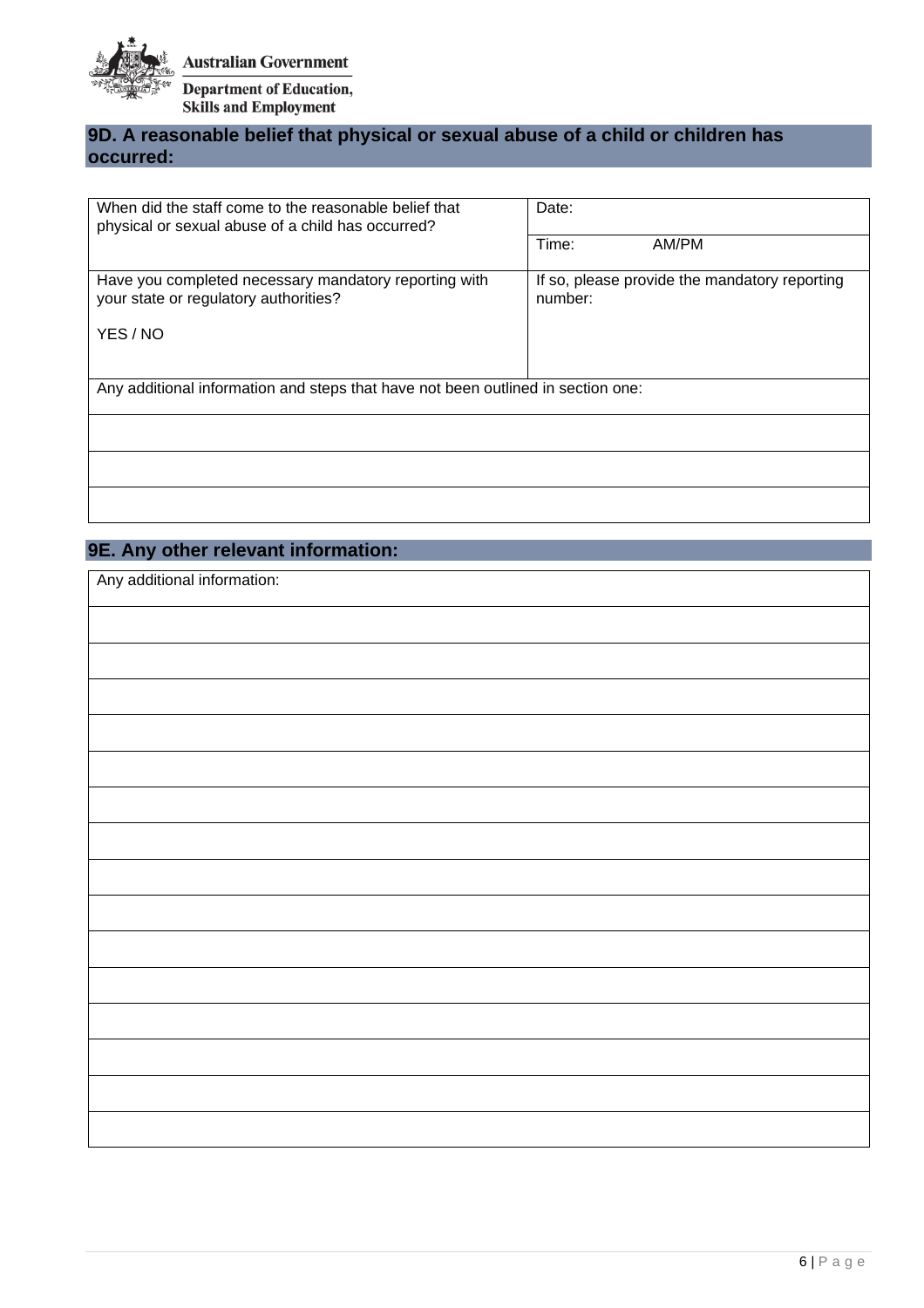## 9D. A reasonable belief that physical or sexual abuse of a child or children has occurred:

| When did the staff come to the reasonable belief that physical or sexual abuse of a child has occurred? | Date: |
|---|---|
| | Time: AM/PM |
| Have you completed necessary mandatory reporting with your state or regulatory authorities?<br><br>YES / NO | If so, please provide the mandatory reporting number: |
| Any additional information and steps that have not been outlined in section one: | |
| | |
| | |
| | |

## 9E. Any other relevant information:

| Any additional information: |
|---|
| |
| |
| |
| |
| |
| |
| |
| |
| |
| |
| |
| |
| |
| |
| |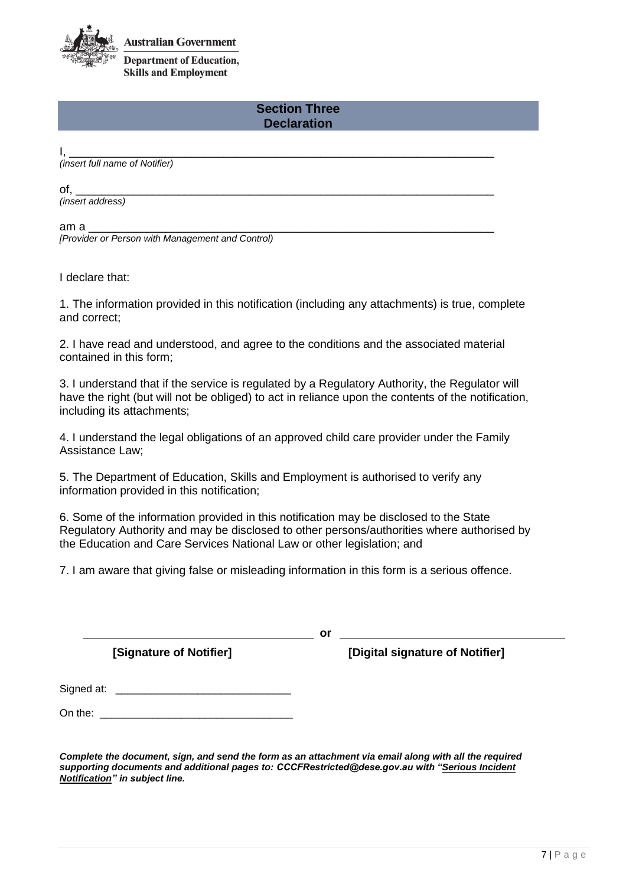Australian Government

Department of Education, Skills and Employment

## Section Three
## Declaration

I, ______________________________________________________________________

*(insert full name of Notifier)*

of, ______________________________________________________________________

*(insert address)*

am a _____________________________________________________________________

*[Provider or Person with Management and Control)*

I declare that:

1. The information provided in this notification (including any attachments) is true, complete and correct;

2. I have read and understood, and agree to the conditions and the associated material contained in this form;

3. I understand that if the service is regulated by a Regulatory Authority, the Regulator will have the right (but will not be obliged) to act in reliance upon the contents of the notification, including its attachments;

4. I understand the legal obligations of an approved child care provider under the Family Assistance Law;

5. The Department of Education, Skills and Employment is authorised to verify any information provided in this notification;

6. Some of the information provided in this notification may be disclosed to the State Regulatory Authority and may be disclosed to other persons/authorities where authorised by the Education and Care Services National Law or other legislation; and

7. I am aware that giving false or misleading information in this form is a serious offence.

______________________________ **or** ______________________________

**[Signature of Notifier]** **[Digital signature of Notifier]**

Signed at: ______________________________

On the: ______________________________

***Complete the document, sign, and send the form as an attachment via email along with all the required supporting documents and additional pages to: CCCFRestricted@dese.gov.au with "<u>Serious Incident Notification</u>" in subject line.***